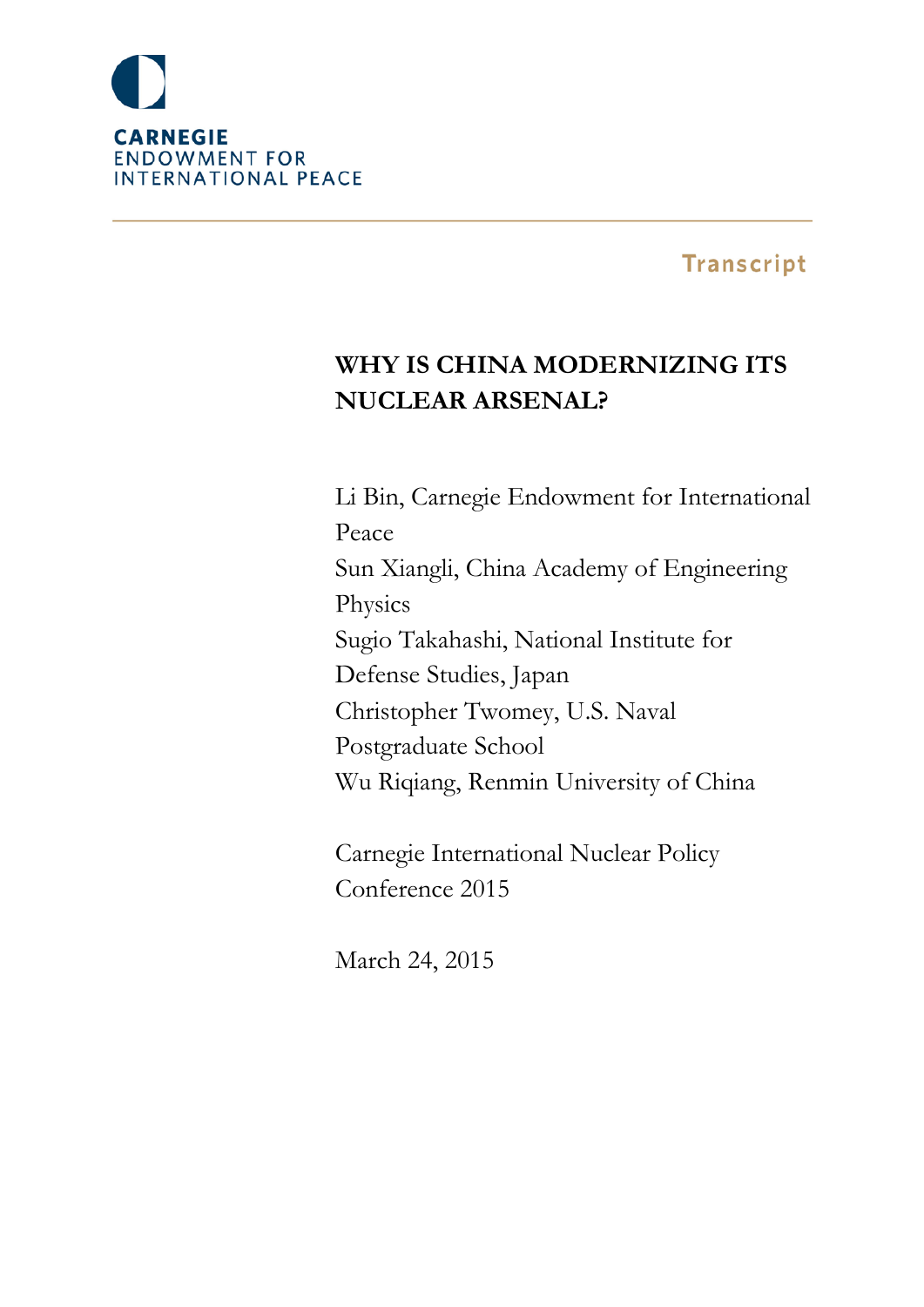CARNEGIE
ENDOWMENT FOR
INTERNATIONAL PEACE

Transcript

# WHY IS CHINA MODERNIZING ITS NUCLEAR ARSENAL?

Li Bin, Carnegie Endowment for International Peace
Sun Xiangli, China Academy of Engineering Physics
Sugio Takahashi, National Institute for Defense Studies, Japan
Christopher Twomey, U.S. Naval Postgraduate School
Wu Riqiang, Renmin University of China

Carnegie International Nuclear Policy Conference 2015

March 24, 2015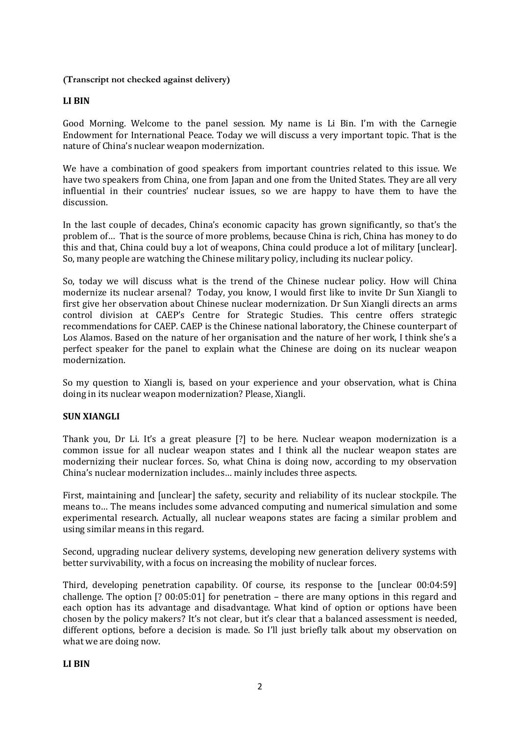**(Transcript not checked against delivery)**

**LI BIN**

Good Morning. Welcome to the panel session. My name is Li Bin. I'm with the Carnegie Endowment for International Peace. Today we will discuss a very important topic. That is the nature of China's nuclear weapon modernization.

We have a combination of good speakers from important countries related to this issue. We have two speakers from China, one from Japan and one from the United States. They are all very influential in their countries' nuclear issues, so we are happy to have them to have the discussion.

In the last couple of decades, China's economic capacity has grown significantly, so that's the problem of… That is the source of more problems, because China is rich, China has money to do this and that, China could buy a lot of weapons, China could produce a lot of military [unclear]. So, many people are watching the Chinese military policy, including its nuclear policy.

So, today we will discuss what is the trend of the Chinese nuclear policy. How will China modernize its nuclear arsenal? Today, you know, I would first like to invite Dr Sun Xiangli to first give her observation about Chinese nuclear modernization. Dr Sun Xiangli directs an arms control division at CAEP's Centre for Strategic Studies. This centre offers strategic recommendations for CAEP. CAEP is the Chinese national laboratory, the Chinese counterpart of Los Alamos. Based on the nature of her organisation and the nature of her work, I think she's a perfect speaker for the panel to explain what the Chinese are doing on its nuclear weapon modernization.

So my question to Xiangli is, based on your experience and your observation, what is China doing in its nuclear weapon modernization? Please, Xiangli.

**SUN XIANGLI**

Thank you, Dr Li. It's a great pleasure [?] to be here. Nuclear weapon modernization is a common issue for all nuclear weapon states and I think all the nuclear weapon states are modernizing their nuclear forces. So, what China is doing now, according to my observation China's nuclear modernization includes… mainly includes three aspects.

First, maintaining and [unclear] the safety, security and reliability of its nuclear stockpile. The means to… The means includes some advanced computing and numerical simulation and some experimental research. Actually, all nuclear weapons states are facing a similar problem and using similar means in this regard.

Second, upgrading nuclear delivery systems, developing new generation delivery systems with better survivability, with a focus on increasing the mobility of nuclear forces.

Third, developing penetration capability. Of course, its response to the [unclear 00:04:59] challenge. The option [? 00:05:01] for penetration – there are many options in this regard and each option has its advantage and disadvantage. What kind of option or options have been chosen by the policy makers? It's not clear, but it's clear that a balanced assessment is needed, different options, before a decision is made. So I'll just briefly talk about my observation on what we are doing now.

**LI BIN**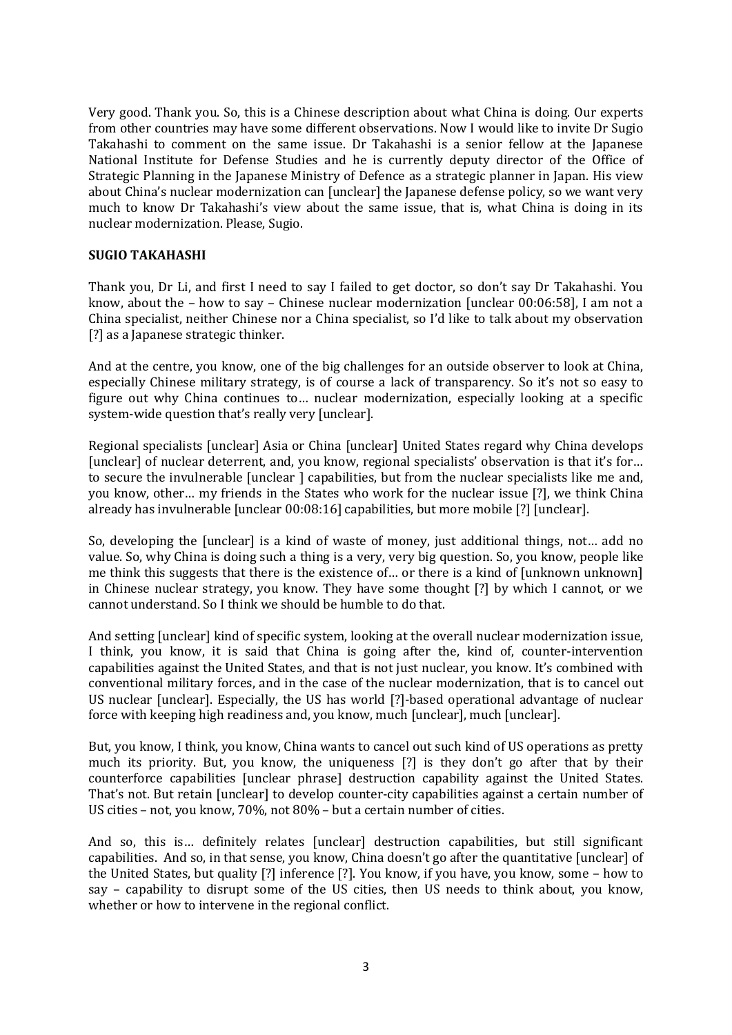Very good. Thank you. So, this is a Chinese description about what China is doing. Our experts from other countries may have some different observations. Now I would like to invite Dr Sugio Takahashi to comment on the same issue. Dr Takahashi is a senior fellow at the Japanese National Institute for Defense Studies and he is currently deputy director of the Office of Strategic Planning in the Japanese Ministry of Defence as a strategic planner in Japan. His view about China's nuclear modernization can [unclear] the Japanese defense policy, so we want very much to know Dr Takahashi's view about the same issue, that is, what China is doing in its nuclear modernization. Please, Sugio.

**SUGIO TAKAHASHI**

Thank you, Dr Li, and first I need to say I failed to get doctor, so don't say Dr Takahashi. You know, about the – how to say – Chinese nuclear modernization [unclear 00:06:58], I am not a China specialist, neither Chinese nor a China specialist, so I'd like to talk about my observation [?] as a Japanese strategic thinker.

And at the centre, you know, one of the big challenges for an outside observer to look at China, especially Chinese military strategy, is of course a lack of transparency. So it's not so easy to figure out why China continues to… nuclear modernization, especially looking at a specific system-wide question that's really very [unclear].

Regional specialists [unclear] Asia or China [unclear] United States regard why China develops [unclear] of nuclear deterrent, and, you know, regional specialists' observation is that it's for… to secure the invulnerable [unclear ] capabilities, but from the nuclear specialists like me and, you know, other… my friends in the States who work for the nuclear issue [?], we think China already has invulnerable [unclear 00:08:16] capabilities, but more mobile [?] [unclear].

So, developing the [unclear] is a kind of waste of money, just additional things, not… add no value. So, why China is doing such a thing is a very, very big question. So, you know, people like me think this suggests that there is the existence of… or there is a kind of [unknown unknown] in Chinese nuclear strategy, you know. They have some thought [?] by which I cannot, or we cannot understand. So I think we should be humble to do that.

And setting [unclear] kind of specific system, looking at the overall nuclear modernization issue, I think, you know, it is said that China is going after the, kind of, counter-intervention capabilities against the United States, and that is not just nuclear, you know. It's combined with conventional military forces, and in the case of the nuclear modernization, that is to cancel out US nuclear [unclear]. Especially, the US has world [?]-based operational advantage of nuclear force with keeping high readiness and, you know, much [unclear], much [unclear].

But, you know, I think, you know, China wants to cancel out such kind of US operations as pretty much its priority. But, you know, the uniqueness [?] is they don't go after that by their counterforce capabilities [unclear phrase] destruction capability against the United States. That's not. But retain [unclear] to develop counter-city capabilities against a certain number of US cities – not, you know, 70%, not 80% – but a certain number of cities.

And so, this is… definitely relates [unclear] destruction capabilities, but still significant capabilities. And so, in that sense, you know, China doesn't go after the quantitative [unclear] of the United States, but quality [?] inference [?]. You know, if you have, you know, some – how to say – capability to disrupt some of the US cities, then US needs to think about, you know, whether or how to intervene in the regional conflict.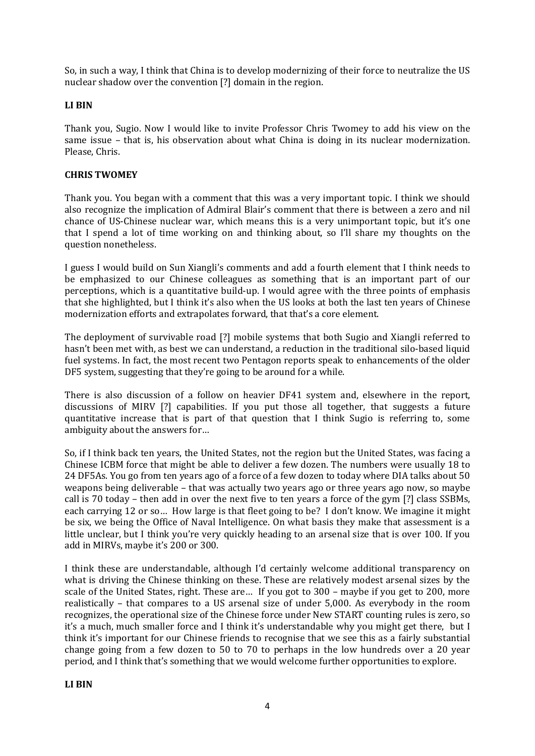So, in such a way, I think that China is to develop modernizing of their force to neutralize the US nuclear shadow over the convention [?] domain in the region.

**LI BIN**

Thank you, Sugio. Now I would like to invite Professor Chris Twomey to add his view on the same issue – that is, his observation about what China is doing in its nuclear modernization. Please, Chris.

**CHRIS TWOMEY**

Thank you. You began with a comment that this was a very important topic. I think we should also recognize the implication of Admiral Blair's comment that there is between a zero and nil chance of US-Chinese nuclear war, which means this is a very unimportant topic, but it's one that I spend a lot of time working on and thinking about, so I'll share my thoughts on the question nonetheless.

I guess I would build on Sun Xiangli's comments and add a fourth element that I think needs to be emphasized to our Chinese colleagues as something that is an important part of our perceptions, which is a quantitative build-up. I would agree with the three points of emphasis that she highlighted, but I think it's also when the US looks at both the last ten years of Chinese modernization efforts and extrapolates forward, that that's a core element.

The deployment of survivable road [?] mobile systems that both Sugio and Xiangli referred to hasn't been met with, as best we can understand, a reduction in the traditional silo-based liquid fuel systems. In fact, the most recent two Pentagon reports speak to enhancements of the older DF5 system, suggesting that they're going to be around for a while.

There is also discussion of a follow on heavier DF41 system and, elsewhere in the report, discussions of MIRV [?] capabilities. If you put those all together, that suggests a future quantitative increase that is part of that question that I think Sugio is referring to, some ambiguity about the answers for…

So, if I think back ten years, the United States, not the region but the United States, was facing a Chinese ICBM force that might be able to deliver a few dozen. The numbers were usually 18 to 24 DF5As. You go from ten years ago of a force of a few dozen to today where DIA talks about 50 weapons being deliverable – that was actually two years ago or three years ago now, so maybe call is 70 today – then add in over the next five to ten years a force of the gym [?] class SSBMs, each carrying 12 or so… How large is that fleet going to be? I don't know. We imagine it might be six, we being the Office of Naval Intelligence. On what basis they make that assessment is a little unclear, but I think you're very quickly heading to an arsenal size that is over 100. If you add in MIRVs, maybe it's 200 or 300.

I think these are understandable, although I'd certainly welcome additional transparency on what is driving the Chinese thinking on these. These are relatively modest arsenal sizes by the scale of the United States, right. These are… If you got to 300 – maybe if you get to 200, more realistically – that compares to a US arsenal size of under 5,000. As everybody in the room recognizes, the operational size of the Chinese force under New START counting rules is zero, so it's a much, much smaller force and I think it's understandable why you might get there, but I think it's important for our Chinese friends to recognise that we see this as a fairly substantial change going from a few dozen to 50 to 70 to perhaps in the low hundreds over a 20 year period, and I think that's something that we would welcome further opportunities to explore.

**LI BIN**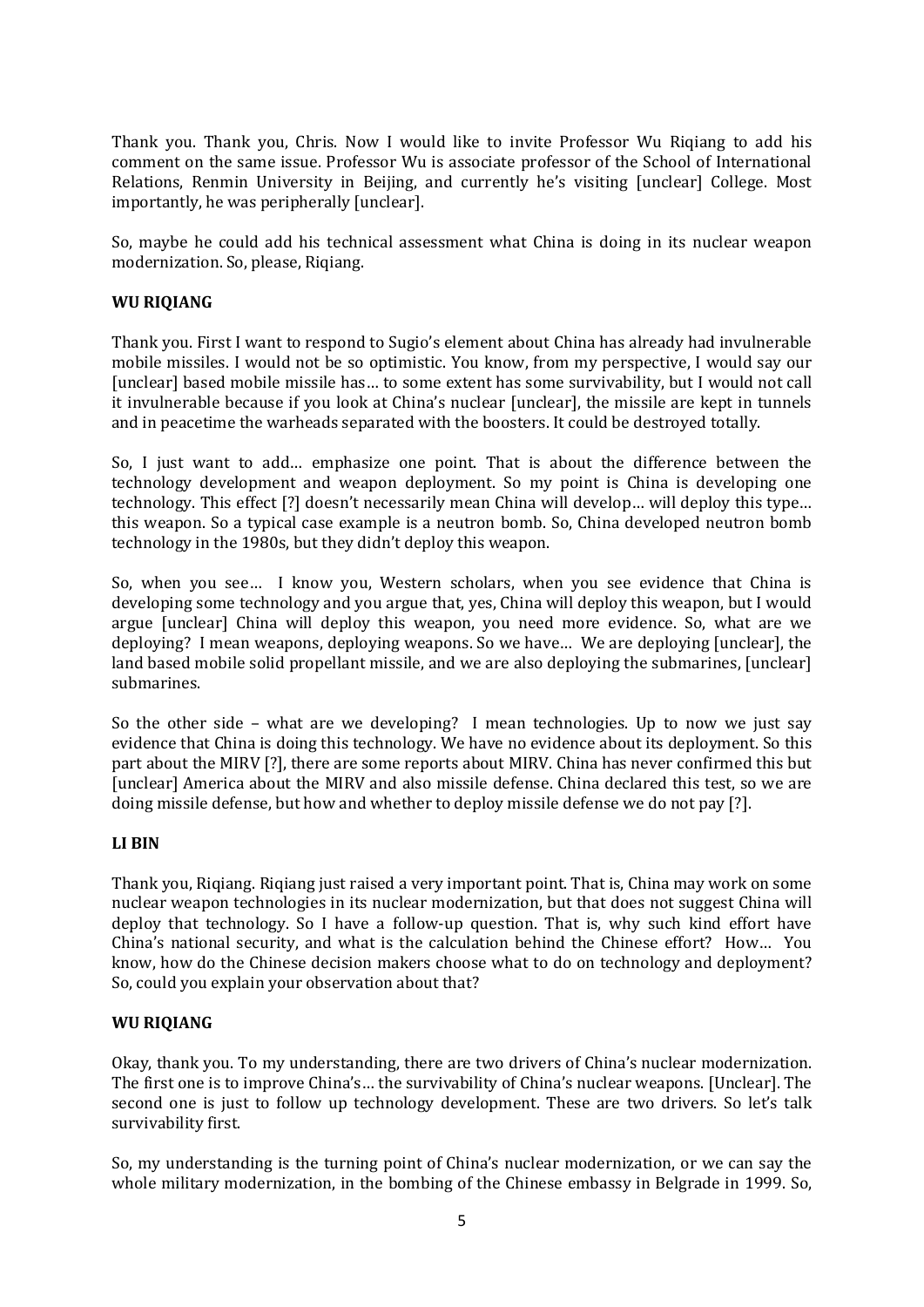Thank you. Thank you, Chris. Now I would like to invite Professor Wu Riqiang to add his comment on the same issue. Professor Wu is associate professor of the School of International Relations, Renmin University in Beijing, and currently he's visiting [unclear] College. Most importantly, he was peripherally [unclear].

So, maybe he could add his technical assessment what China is doing in its nuclear weapon modernization. So, please, Riqiang.

**WU RIQIANG**

Thank you. First I want to respond to Sugio's element about China has already had invulnerable mobile missiles. I would not be so optimistic. You know, from my perspective, I would say our [unclear] based mobile missile has… to some extent has some survivability, but I would not call it invulnerable because if you look at China's nuclear [unclear], the missile are kept in tunnels and in peacetime the warheads separated with the boosters. It could be destroyed totally.

So, I just want to add… emphasize one point. That is about the difference between the technology development and weapon deployment. So my point is China is developing one technology. This effect [?] doesn't necessarily mean China will develop… will deploy this type… this weapon. So a typical case example is a neutron bomb. So, China developed neutron bomb technology in the 1980s, but they didn't deploy this weapon.

So, when you see… I know you, Western scholars, when you see evidence that China is developing some technology and you argue that, yes, China will deploy this weapon, but I would argue [unclear] China will deploy this weapon, you need more evidence. So, what are we deploying? I mean weapons, deploying weapons. So we have… We are deploying [unclear], the land based mobile solid propellant missile, and we are also deploying the submarines, [unclear] submarines.

So the other side – what are we developing? I mean technologies. Up to now we just say evidence that China is doing this technology. We have no evidence about its deployment. So this part about the MIRV [?], there are some reports about MIRV. China has never confirmed this but [unclear] America about the MIRV and also missile defense. China declared this test, so we are doing missile defense, but how and whether to deploy missile defense we do not pay [?].

**LI BIN**

Thank you, Riqiang. Riqiang just raised a very important point. That is, China may work on some nuclear weapon technologies in its nuclear modernization, but that does not suggest China will deploy that technology. So I have a follow-up question. That is, why such kind effort have China's national security, and what is the calculation behind the Chinese effort? How… You know, how do the Chinese decision makers choose what to do on technology and deployment? So, could you explain your observation about that?

**WU RIQIANG**

Okay, thank you. To my understanding, there are two drivers of China's nuclear modernization. The first one is to improve China's… the survivability of China's nuclear weapons. [Unclear]. The second one is just to follow up technology development. These are two drivers. So let's talk survivability first.

So, my understanding is the turning point of China's nuclear modernization, or we can say the whole military modernization, in the bombing of the Chinese embassy in Belgrade in 1999. So,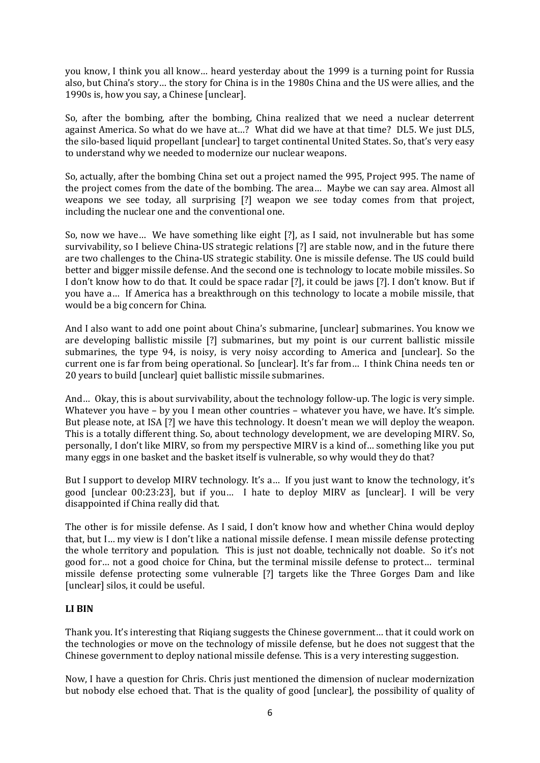you know, I think you all know… heard yesterday about the 1999 is a turning point for Russia also, but China's story… the story for China is in the 1980s China and the US were allies, and the 1990s is, how you say, a Chinese [unclear].

So, after the bombing, after the bombing, China realized that we need a nuclear deterrent against America. So what do we have at…? What did we have at that time? DL5. We just DL5, the silo-based liquid propellant [unclear] to target continental United States. So, that's very easy to understand why we needed to modernize our nuclear weapons.

So, actually, after the bombing China set out a project named the 995, Project 995. The name of the project comes from the date of the bombing. The area… Maybe we can say area. Almost all weapons we see today, all surprising [?] weapon we see today comes from that project, including the nuclear one and the conventional one.

So, now we have… We have something like eight [?], as I said, not invulnerable but has some survivability, so I believe China-US strategic relations [?] are stable now, and in the future there are two challenges to the China-US strategic stability. One is missile defense. The US could build better and bigger missile defense. And the second one is technology to locate mobile missiles. So I don't know how to do that. It could be space radar [?], it could be jaws [?]. I don't know. But if you have a… If America has a breakthrough on this technology to locate a mobile missile, that would be a big concern for China.

And I also want to add one point about China's submarine, [unclear] submarines. You know we are developing ballistic missile [?] submarines, but my point is our current ballistic missile submarines, the type 94, is noisy, is very noisy according to America and [unclear]. So the current one is far from being operational. So [unclear]. It's far from… I think China needs ten or 20 years to build [unclear] quiet ballistic missile submarines.

And… Okay, this is about survivability, about the technology follow-up. The logic is very simple. Whatever you have – by you I mean other countries – whatever you have, we have. It's simple. But please note, at ISA [?] we have this technology. It doesn't mean we will deploy the weapon. This is a totally different thing. So, about technology development, we are developing MIRV. So, personally, I don't like MIRV, so from my perspective MIRV is a kind of… something like you put many eggs in one basket and the basket itself is vulnerable, so why would they do that?

But I support to develop MIRV technology. It's a… If you just want to know the technology, it's good [unclear 00:23:23], but if you… I hate to deploy MIRV as [unclear]. I will be very disappointed if China really did that.

The other is for missile defense. As I said, I don't know how and whether China would deploy that, but I… my view is I don't like a national missile defense. I mean missile defense protecting the whole territory and population. This is just not doable, technically not doable. So it's not good for… not a good choice for China, but the terminal missile defense to protect… terminal missile defense protecting some vulnerable [?] targets like the Three Gorges Dam and like [unclear] silos, it could be useful.

**LI BIN**

Thank you. It's interesting that Riqiang suggests the Chinese government… that it could work on the technologies or move on the technology of missile defense, but he does not suggest that the Chinese government to deploy national missile defense. This is a very interesting suggestion.

Now, I have a question for Chris. Chris just mentioned the dimension of nuclear modernization but nobody else echoed that. That is the quality of good [unclear], the possibility of quality of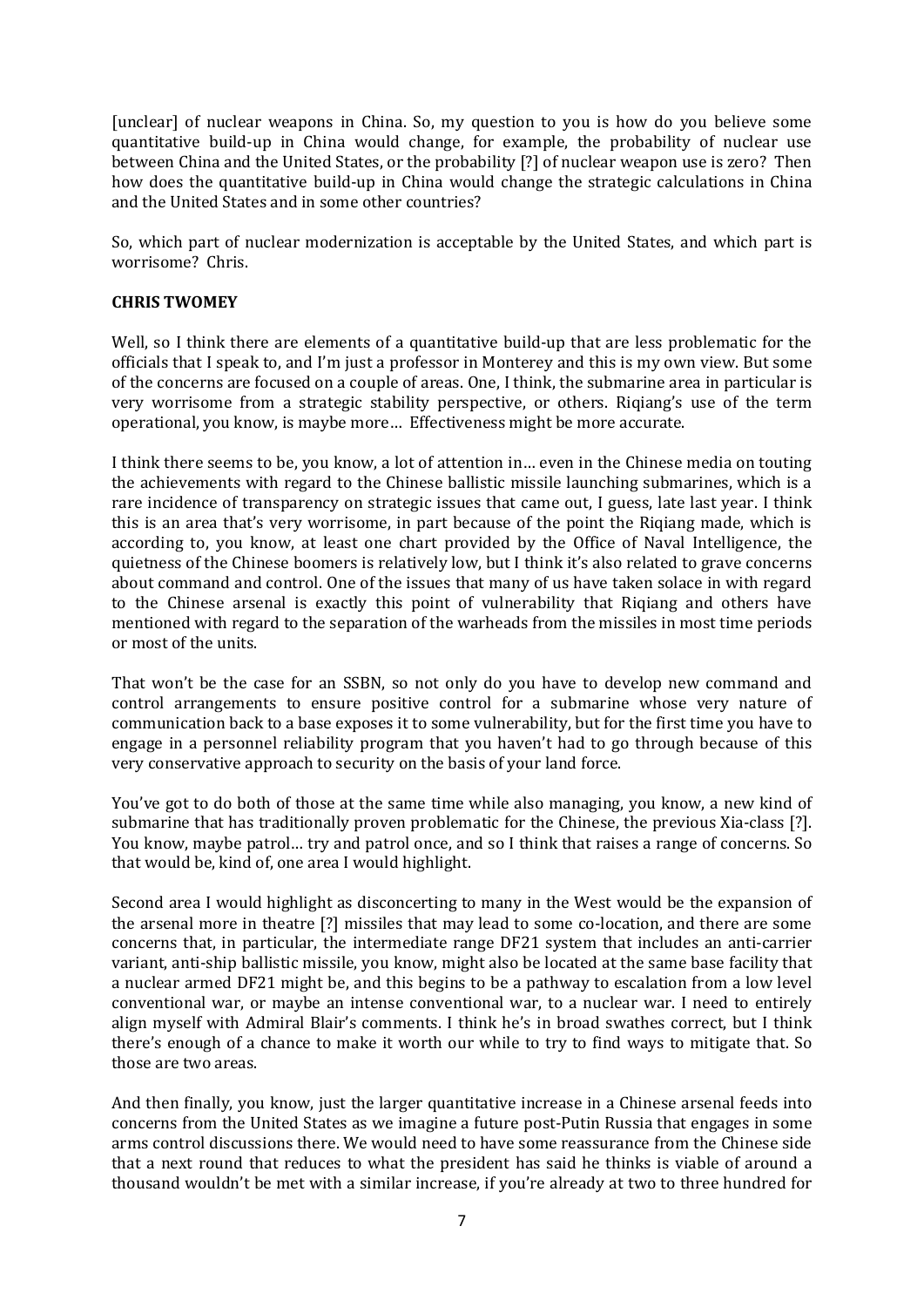[unclear] of nuclear weapons in China. So, my question to you is how do you believe some quantitative build-up in China would change, for example, the probability of nuclear use between China and the United States, or the probability [?] of nuclear weapon use is zero? Then how does the quantitative build-up in China would change the strategic calculations in China and the United States and in some other countries?

So, which part of nuclear modernization is acceptable by the United States, and which part is worrisome? Chris.

**CHRIS TWOMEY**

Well, so I think there are elements of a quantitative build-up that are less problematic for the officials that I speak to, and I'm just a professor in Monterey and this is my own view. But some of the concerns are focused on a couple of areas. One, I think, the submarine area in particular is very worrisome from a strategic stability perspective, or others. Riqiang's use of the term operational, you know, is maybe more… Effectiveness might be more accurate.

I think there seems to be, you know, a lot of attention in… even in the Chinese media on touting the achievements with regard to the Chinese ballistic missile launching submarines, which is a rare incidence of transparency on strategic issues that came out, I guess, late last year. I think this is an area that's very worrisome, in part because of the point the Riqiang made, which is according to, you know, at least one chart provided by the Office of Naval Intelligence, the quietness of the Chinese boomers is relatively low, but I think it's also related to grave concerns about command and control. One of the issues that many of us have taken solace in with regard to the Chinese arsenal is exactly this point of vulnerability that Riqiang and others have mentioned with regard to the separation of the warheads from the missiles in most time periods or most of the units.

That won't be the case for an SSBN, so not only do you have to develop new command and control arrangements to ensure positive control for a submarine whose very nature of communication back to a base exposes it to some vulnerability, but for the first time you have to engage in a personnel reliability program that you haven't had to go through because of this very conservative approach to security on the basis of your land force.

You've got to do both of those at the same time while also managing, you know, a new kind of submarine that has traditionally proven problematic for the Chinese, the previous Xia-class [?]. You know, maybe patrol… try and patrol once, and so I think that raises a range of concerns. So that would be, kind of, one area I would highlight.

Second area I would highlight as disconcerting to many in the West would be the expansion of the arsenal more in theatre [?] missiles that may lead to some co-location, and there are some concerns that, in particular, the intermediate range DF21 system that includes an anti-carrier variant, anti-ship ballistic missile, you know, might also be located at the same base facility that a nuclear armed DF21 might be, and this begins to be a pathway to escalation from a low level conventional war, or maybe an intense conventional war, to a nuclear war. I need to entirely align myself with Admiral Blair's comments. I think he's in broad swathes correct, but I think there's enough of a chance to make it worth our while to try to find ways to mitigate that. So those are two areas.

And then finally, you know, just the larger quantitative increase in a Chinese arsenal feeds into concerns from the United States as we imagine a future post-Putin Russia that engages in some arms control discussions there. We would need to have some reassurance from the Chinese side that a next round that reduces to what the president has said he thinks is viable of around a thousand wouldn't be met with a similar increase, if you're already at two to three hundred for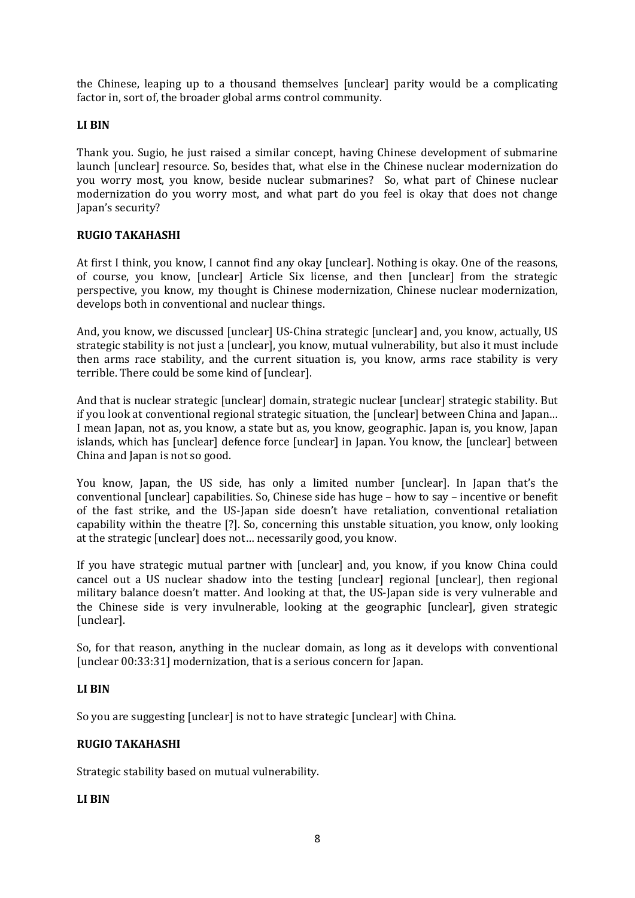the Chinese, leaping up to a thousand themselves [unclear] parity would be a complicating factor in, sort of, the broader global arms control community.

**LI BIN**

Thank you. Sugio, he just raised a similar concept, having Chinese development of submarine launch [unclear] resource. So, besides that, what else in the Chinese nuclear modernization do you worry most, you know, beside nuclear submarines? So, what part of Chinese nuclear modernization do you worry most, and what part do you feel is okay that does not change Japan's security?

**RUGIO TAKAHASHI**

At first I think, you know, I cannot find any okay [unclear]. Nothing is okay. One of the reasons, of course, you know, [unclear] Article Six license, and then [unclear] from the strategic perspective, you know, my thought is Chinese modernization, Chinese nuclear modernization, develops both in conventional and nuclear things.

And, you know, we discussed [unclear] US-China strategic [unclear] and, you know, actually, US strategic stability is not just a [unclear], you know, mutual vulnerability, but also it must include then arms race stability, and the current situation is, you know, arms race stability is very terrible. There could be some kind of [unclear].

And that is nuclear strategic [unclear] domain, strategic nuclear [unclear] strategic stability. But if you look at conventional regional strategic situation, the [unclear] between China and Japan… I mean Japan, not as, you know, a state but as, you know, geographic. Japan is, you know, Japan islands, which has [unclear] defence force [unclear] in Japan. You know, the [unclear] between China and Japan is not so good.

You know, Japan, the US side, has only a limited number [unclear]. In Japan that's the conventional [unclear] capabilities. So, Chinese side has huge – how to say – incentive or benefit of the fast strike, and the US-Japan side doesn't have retaliation, conventional retaliation capability within the theatre [?]. So, concerning this unstable situation, you know, only looking at the strategic [unclear] does not… necessarily good, you know.

If you have strategic mutual partner with [unclear] and, you know, if you know China could cancel out a US nuclear shadow into the testing [unclear] regional [unclear], then regional military balance doesn't matter. And looking at that, the US-Japan side is very vulnerable and the Chinese side is very invulnerable, looking at the geographic [unclear], given strategic [unclear].

So, for that reason, anything in the nuclear domain, as long as it develops with conventional [unclear 00:33:31] modernization, that is a serious concern for Japan.

**LI BIN**

So you are suggesting [unclear] is not to have strategic [unclear] with China.

**RUGIO TAKAHASHI**

Strategic stability based on mutual vulnerability.

**LI BIN**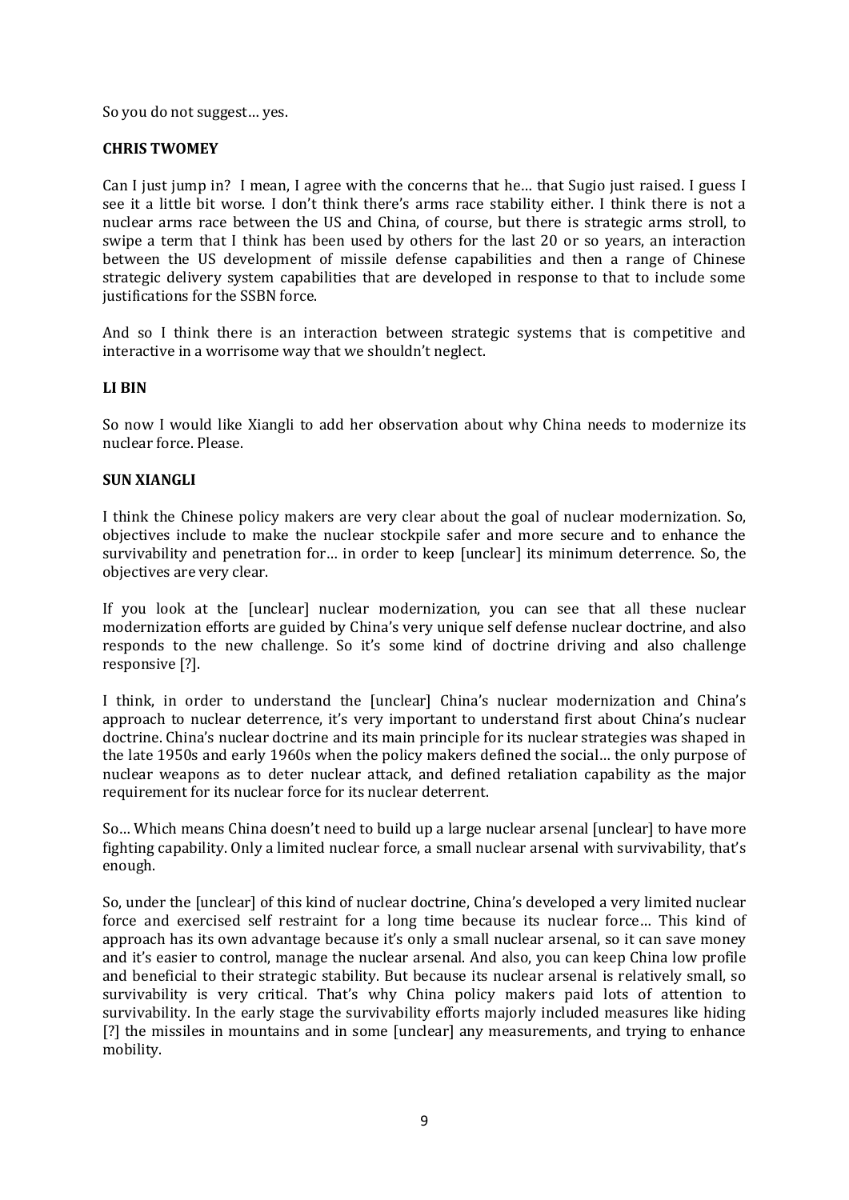So you do not suggest… yes.

**CHRIS TWOMEY**

Can I just jump in? I mean, I agree with the concerns that he… that Sugio just raised. I guess I see it a little bit worse. I don't think there's arms race stability either. I think there is not a nuclear arms race between the US and China, of course, but there is strategic arms stroll, to swipe a term that I think has been used by others for the last 20 or so years, an interaction between the US development of missile defense capabilities and then a range of Chinese strategic delivery system capabilities that are developed in response to that to include some justifications for the SSBN force.

And so I think there is an interaction between strategic systems that is competitive and interactive in a worrisome way that we shouldn't neglect.

**LI BIN**

So now I would like Xiangli to add her observation about why China needs to modernize its nuclear force. Please.

**SUN XIANGLI**

I think the Chinese policy makers are very clear about the goal of nuclear modernization. So, objectives include to make the nuclear stockpile safer and more secure and to enhance the survivability and penetration for… in order to keep [unclear] its minimum deterrence. So, the objectives are very clear.

If you look at the [unclear] nuclear modernization, you can see that all these nuclear modernization efforts are guided by China's very unique self defense nuclear doctrine, and also responds to the new challenge. So it's some kind of doctrine driving and also challenge responsive [?].

I think, in order to understand the [unclear] China's nuclear modernization and China's approach to nuclear deterrence, it's very important to understand first about China's nuclear doctrine. China's nuclear doctrine and its main principle for its nuclear strategies was shaped in the late 1950s and early 1960s when the policy makers defined the social… the only purpose of nuclear weapons as to deter nuclear attack, and defined retaliation capability as the major requirement for its nuclear force for its nuclear deterrent.

So… Which means China doesn't need to build up a large nuclear arsenal [unclear] to have more fighting capability. Only a limited nuclear force, a small nuclear arsenal with survivability, that's enough.

So, under the [unclear] of this kind of nuclear doctrine, China's developed a very limited nuclear force and exercised self restraint for a long time because its nuclear force… This kind of approach has its own advantage because it's only a small nuclear arsenal, so it can save money and it's easier to control, manage the nuclear arsenal. And also, you can keep China low profile and beneficial to their strategic stability. But because its nuclear arsenal is relatively small, so survivability is very critical. That's why China policy makers paid lots of attention to survivability. In the early stage the survivability efforts majorly included measures like hiding [?] the missiles in mountains and in some [unclear] any measurements, and trying to enhance mobility.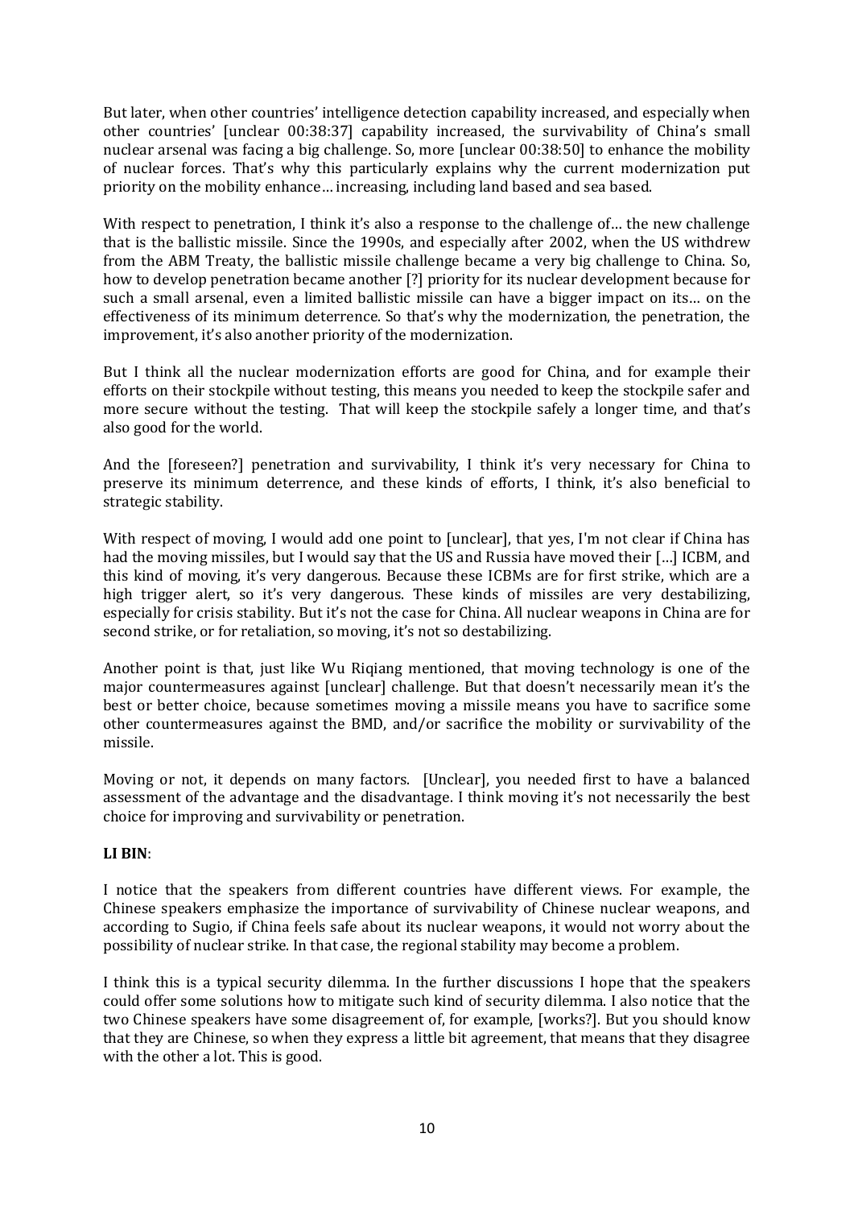But later, when other countries' intelligence detection capability increased, and especially when other countries' [unclear 00:38:37] capability increased, the survivability of China's small nuclear arsenal was facing a big challenge. So, more [unclear 00:38:50] to enhance the mobility of nuclear forces. That's why this particularly explains why the current modernization put priority on the mobility enhance… increasing, including land based and sea based.

With respect to penetration, I think it's also a response to the challenge of… the new challenge that is the ballistic missile. Since the 1990s, and especially after 2002, when the US withdrew from the ABM Treaty, the ballistic missile challenge became a very big challenge to China. So, how to develop penetration became another [?] priority for its nuclear development because for such a small arsenal, even a limited ballistic missile can have a bigger impact on its… on the effectiveness of its minimum deterrence. So that's why the modernization, the penetration, the improvement, it's also another priority of the modernization.

But I think all the nuclear modernization efforts are good for China, and for example their efforts on their stockpile without testing, this means you needed to keep the stockpile safer and more secure without the testing. That will keep the stockpile safely a longer time, and that's also good for the world.

And the [foreseen?] penetration and survivability, I think it's very necessary for China to preserve its minimum deterrence, and these kinds of efforts, I think, it's also beneficial to strategic stability.

With respect of moving, I would add one point to [unclear], that yes, I'm not clear if China has had the moving missiles, but I would say that the US and Russia have moved their […] ICBM, and this kind of moving, it's very dangerous. Because these ICBMs are for first strike, which are a high trigger alert, so it's very dangerous. These kinds of missiles are very destabilizing, especially for crisis stability. But it's not the case for China. All nuclear weapons in China are for second strike, or for retaliation, so moving, it's not so destabilizing.

Another point is that, just like Wu Riqiang mentioned, that moving technology is one of the major countermeasures against [unclear] challenge. But that doesn't necessarily mean it's the best or better choice, because sometimes moving a missile means you have to sacrifice some other countermeasures against the BMD, and/or sacrifice the mobility or survivability of the missile.

Moving or not, it depends on many factors. [Unclear], you needed first to have a balanced assessment of the advantage and the disadvantage. I think moving it's not necessarily the best choice for improving and survivability or penetration.

**LI BIN**:

I notice that the speakers from different countries have different views. For example, the Chinese speakers emphasize the importance of survivability of Chinese nuclear weapons, and according to Sugio, if China feels safe about its nuclear weapons, it would not worry about the possibility of nuclear strike. In that case, the regional stability may become a problem.

I think this is a typical security dilemma. In the further discussions I hope that the speakers could offer some solutions how to mitigate such kind of security dilemma. I also notice that the two Chinese speakers have some disagreement of, for example, [works?]. But you should know that they are Chinese, so when they express a little bit agreement, that means that they disagree with the other a lot. This is good.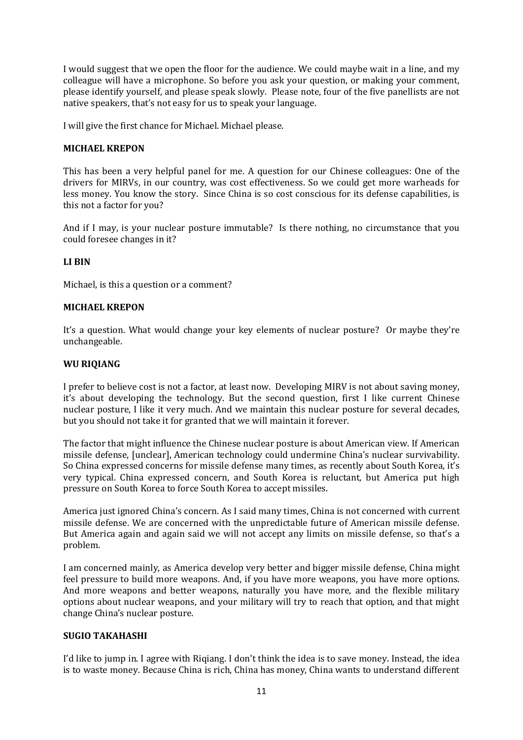I would suggest that we open the floor for the audience. We could maybe wait in a line, and my colleague will have a microphone. So before you ask your question, or making your comment, please identify yourself, and please speak slowly. Please note, four of the five panellists are not native speakers, that's not easy for us to speak your language.

I will give the first chance for Michael. Michael please.

**MICHAEL KREPON**

This has been a very helpful panel for me. A question for our Chinese colleagues: One of the drivers for MIRVs, in our country, was cost effectiveness. So we could get more warheads for less money. You know the story. Since China is so cost conscious for its defense capabilities, is this not a factor for you?

And if I may, is your nuclear posture immutable? Is there nothing, no circumstance that you could foresee changes in it?

**LI BIN**

Michael, is this a question or a comment?

**MICHAEL KREPON**

It's a question. What would change your key elements of nuclear posture? Or maybe they're unchangeable.

**WU RIQIANG**

I prefer to believe cost is not a factor, at least now. Developing MIRV is not about saving money, it's about developing the technology. But the second question, first I like current Chinese nuclear posture, I like it very much. And we maintain this nuclear posture for several decades, but you should not take it for granted that we will maintain it forever.

The factor that might influence the Chinese nuclear posture is about American view. If American missile defense, [unclear], American technology could undermine China's nuclear survivability. So China expressed concerns for missile defense many times, as recently about South Korea, it's very typical. China expressed concern, and South Korea is reluctant, but America put high pressure on South Korea to force South Korea to accept missiles.

America just ignored China's concern. As I said many times, China is not concerned with current missile defense. We are concerned with the unpredictable future of American missile defense. But America again and again said we will not accept any limits on missile defense, so that's a problem.

I am concerned mainly, as America develop very better and bigger missile defense, China might feel pressure to build more weapons. And, if you have more weapons, you have more options. And more weapons and better weapons, naturally you have more, and the flexible military options about nuclear weapons, and your military will try to reach that option, and that might change China's nuclear posture.

**SUGIO TAKAHASHI**

I'd like to jump in. I agree with Riqiang. I don't think the idea is to save money. Instead, the idea is to waste money. Because China is rich, China has money, China wants to understand different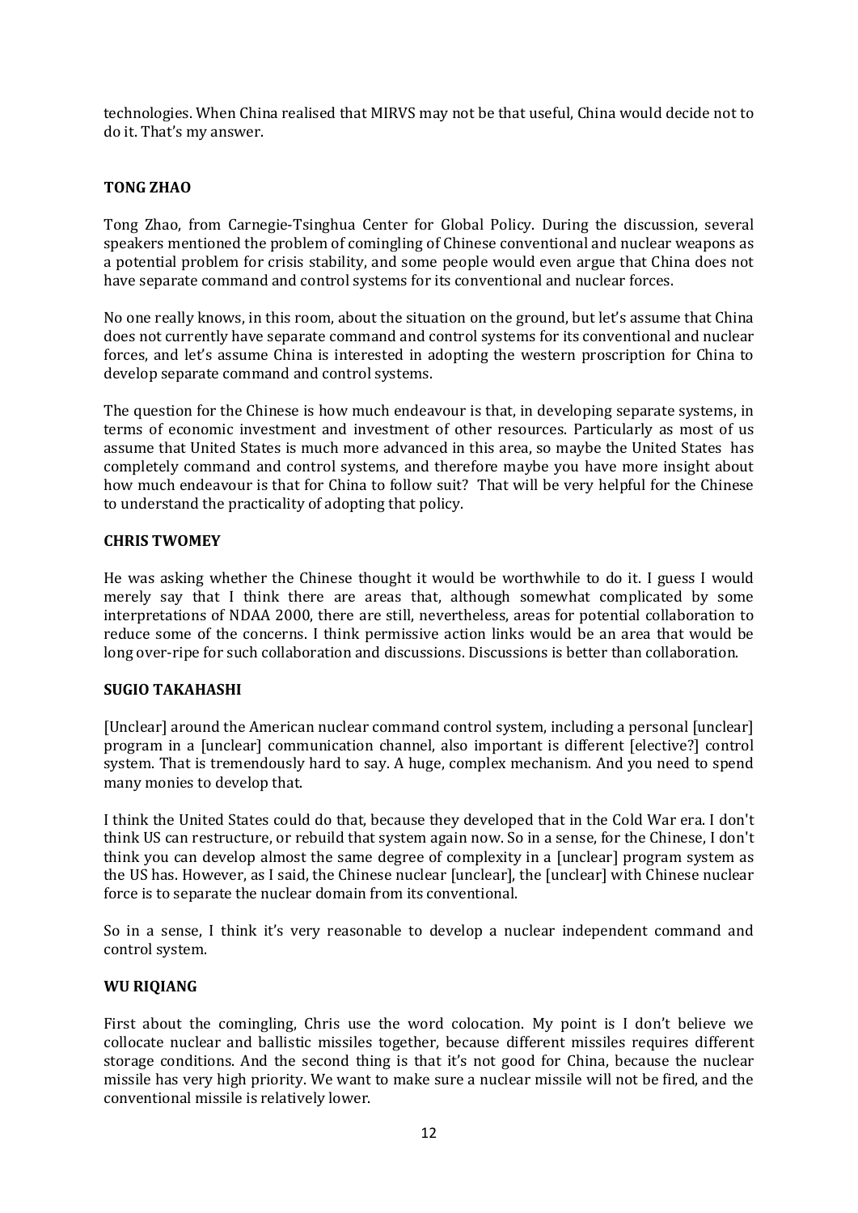technologies. When China realised that MIRVS may not be that useful, China would decide not to do it. That's my answer.

**TONG ZHAO**

Tong Zhao, from Carnegie-Tsinghua Center for Global Policy. During the discussion, several speakers mentioned the problem of comingling of Chinese conventional and nuclear weapons as a potential problem for crisis stability, and some people would even argue that China does not have separate command and control systems for its conventional and nuclear forces.

No one really knows, in this room, about the situation on the ground, but let's assume that China does not currently have separate command and control systems for its conventional and nuclear forces, and let's assume China is interested in adopting the western proscription for China to develop separate command and control systems.

The question for the Chinese is how much endeavour is that, in developing separate systems, in terms of economic investment and investment of other resources. Particularly as most of us assume that United States is much more advanced in this area, so maybe the United States has completely command and control systems, and therefore maybe you have more insight about how much endeavour is that for China to follow suit? That will be very helpful for the Chinese to understand the practicality of adopting that policy.

**CHRIS TWOMEY**

He was asking whether the Chinese thought it would be worthwhile to do it. I guess I would merely say that I think there are areas that, although somewhat complicated by some interpretations of NDAA 2000, there are still, nevertheless, areas for potential collaboration to reduce some of the concerns. I think permissive action links would be an area that would be long over-ripe for such collaboration and discussions. Discussions is better than collaboration.

**SUGIO TAKAHASHI**

[Unclear] around the American nuclear command control system, including a personal [unclear] program in a [unclear] communication channel, also important is different [elective?] control system. That is tremendously hard to say. A huge, complex mechanism. And you need to spend many monies to develop that.

I think the United States could do that, because they developed that in the Cold War era. I don't think US can restructure, or rebuild that system again now. So in a sense, for the Chinese, I don't think you can develop almost the same degree of complexity in a [unclear] program system as the US has. However, as I said, the Chinese nuclear [unclear], the [unclear] with Chinese nuclear force is to separate the nuclear domain from its conventional.

So in a sense, I think it's very reasonable to develop a nuclear independent command and control system.

**WU RIQIANG**

First about the comingling, Chris use the word colocation. My point is I don't believe we collocate nuclear and ballistic missiles together, because different missiles requires different storage conditions. And the second thing is that it's not good for China, because the nuclear missile has very high priority. We want to make sure a nuclear missile will not be fired, and the conventional missile is relatively lower.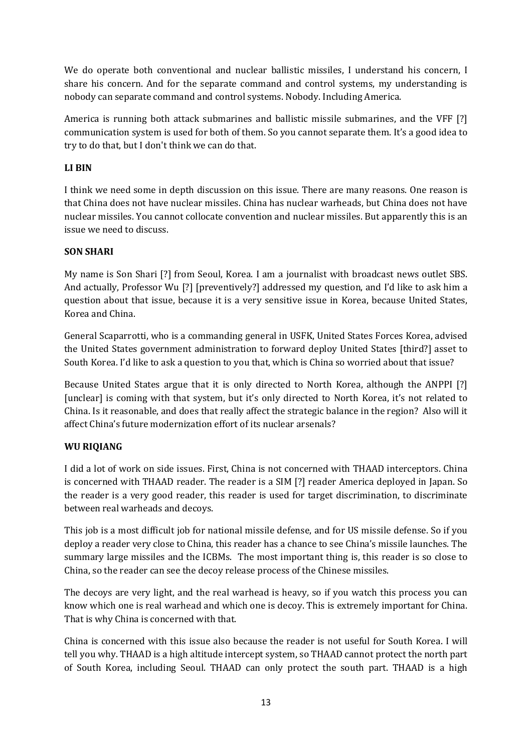We do operate both conventional and nuclear ballistic missiles, I understand his concern, I share his concern. And for the separate command and control systems, my understanding is nobody can separate command and control systems. Nobody. Including America.

America is running both attack submarines and ballistic missile submarines, and the VFF [?] communication system is used for both of them. So you cannot separate them. It's a good idea to try to do that, but I don't think we can do that.

**LI BIN**

I think we need some in depth discussion on this issue. There are many reasons. One reason is that China does not have nuclear missiles. China has nuclear warheads, but China does not have nuclear missiles. You cannot collocate convention and nuclear missiles. But apparently this is an issue we need to discuss.

**SON SHARI**

My name is Son Shari [?] from Seoul, Korea. I am a journalist with broadcast news outlet SBS. And actually, Professor Wu [?] [preventively?] addressed my question, and I'd like to ask him a question about that issue, because it is a very sensitive issue in Korea, because United States, Korea and China.

General Scaparrotti, who is a commanding general in USFK, United States Forces Korea, advised the United States government administration to forward deploy United States [third?] asset to South Korea. I'd like to ask a question to you that, which is China so worried about that issue?

Because United States argue that it is only directed to North Korea, although the ANPPI [?] [unclear] is coming with that system, but it's only directed to North Korea, it's not related to China. Is it reasonable, and does that really affect the strategic balance in the region? Also will it affect China's future modernization effort of its nuclear arsenals?

**WU RIQIANG**

I did a lot of work on side issues. First, China is not concerned with THAAD interceptors. China is concerned with THAAD reader. The reader is a SIM [?] reader America deployed in Japan. So the reader is a very good reader, this reader is used for target discrimination, to discriminate between real warheads and decoys.

This job is a most difficult job for national missile defense, and for US missile defense. So if you deploy a reader very close to China, this reader has a chance to see China's missile launches. The summary large missiles and the ICBMs. The most important thing is, this reader is so close to China, so the reader can see the decoy release process of the Chinese missiles.

The decoys are very light, and the real warhead is heavy, so if you watch this process you can know which one is real warhead and which one is decoy. This is extremely important for China. That is why China is concerned with that.

China is concerned with this issue also because the reader is not useful for South Korea. I will tell you why. THAAD is a high altitude intercept system, so THAAD cannot protect the north part of South Korea, including Seoul. THAAD can only protect the south part. THAAD is a high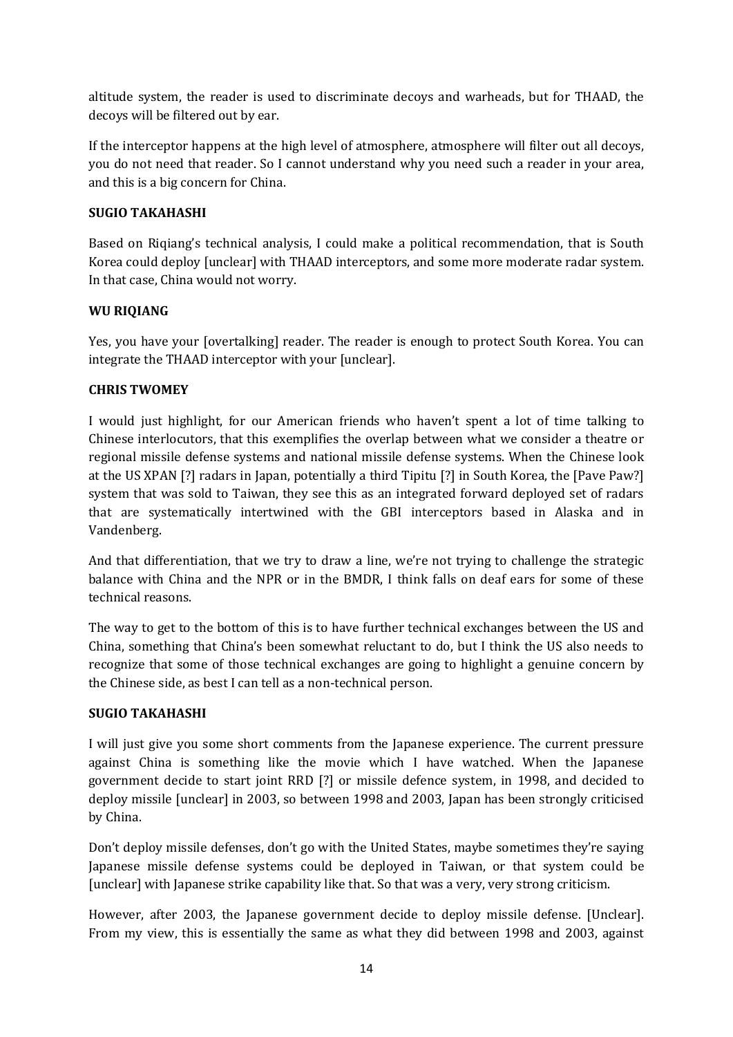altitude system, the reader is used to discriminate decoys and warheads, but for THAAD, the decoys will be filtered out by ear.

If the interceptor happens at the high level of atmosphere, atmosphere will filter out all decoys, you do not need that reader. So I cannot understand why you need such a reader in your area, and this is a big concern for China.

**SUGIO TAKAHASHI**

Based on Riqiang's technical analysis, I could make a political recommendation, that is South Korea could deploy [unclear] with THAAD interceptors, and some more moderate radar system. In that case, China would not worry.

**WU RIQIANG**

Yes, you have your [overtalking] reader. The reader is enough to protect South Korea. You can integrate the THAAD interceptor with your [unclear].

**CHRIS TWOMEY**

I would just highlight, for our American friends who haven't spent a lot of time talking to Chinese interlocutors, that this exemplifies the overlap between what we consider a theatre or regional missile defense systems and national missile defense systems. When the Chinese look at the US XPAN [?] radars in Japan, potentially a third Tipitu [?] in South Korea, the [Pave Paw?] system that was sold to Taiwan, they see this as an integrated forward deployed set of radars that are systematically intertwined with the GBI interceptors based in Alaska and in Vandenberg.

And that differentiation, that we try to draw a line, we're not trying to challenge the strategic balance with China and the NPR or in the BMDR, I think falls on deaf ears for some of these technical reasons.

The way to get to the bottom of this is to have further technical exchanges between the US and China, something that China's been somewhat reluctant to do, but I think the US also needs to recognize that some of those technical exchanges are going to highlight a genuine concern by the Chinese side, as best I can tell as a non-technical person.

**SUGIO TAKAHASHI**

I will just give you some short comments from the Japanese experience. The current pressure against China is something like the movie which I have watched. When the Japanese government decide to start joint RRD [?] or missile defence system, in 1998, and decided to deploy missile [unclear] in 2003, so between 1998 and 2003, Japan has been strongly criticised by China.

Don't deploy missile defenses, don't go with the United States, maybe sometimes they're saying Japanese missile defense systems could be deployed in Taiwan, or that system could be [unclear] with Japanese strike capability like that. So that was a very, very strong criticism.

However, after 2003, the Japanese government decide to deploy missile defense. [Unclear]. From my view, this is essentially the same as what they did between 1998 and 2003, against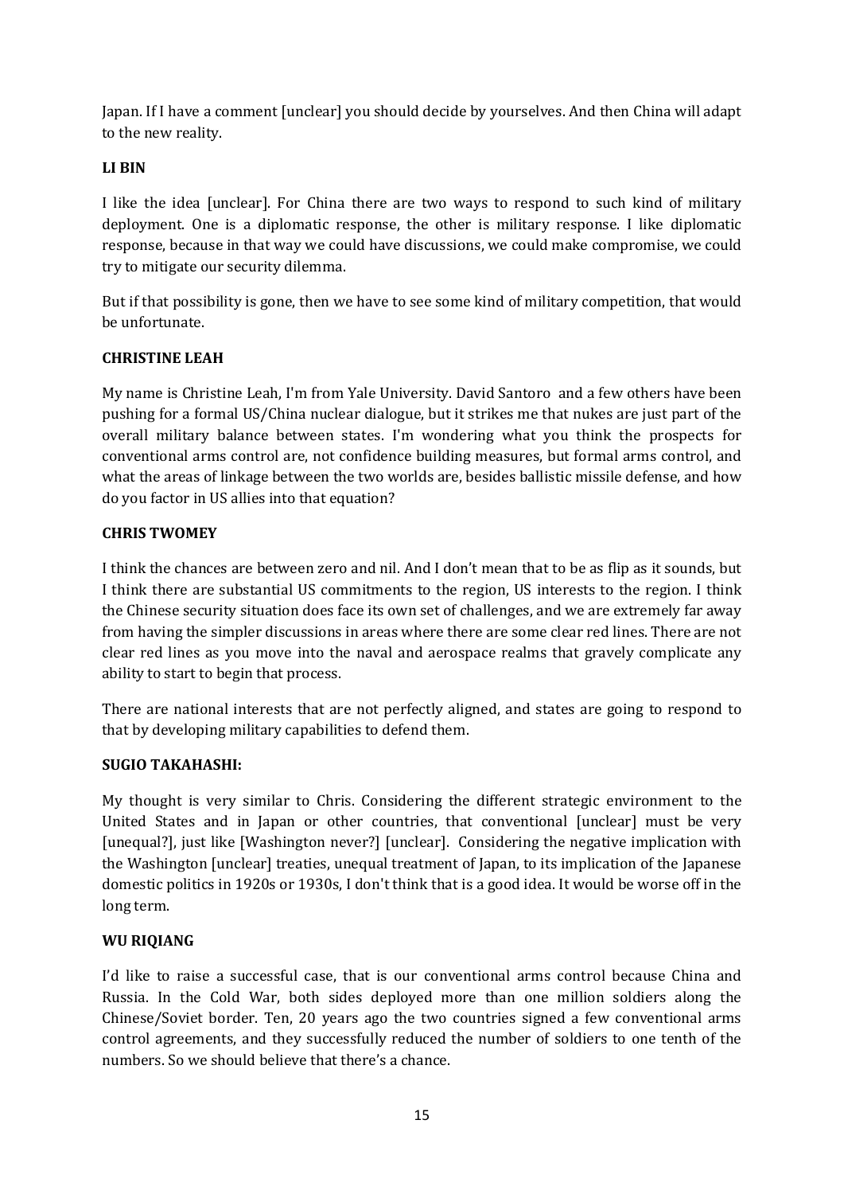Japan. If I have a comment [unclear] you should decide by yourselves. And then China will adapt to the new reality.

**LI BIN**

I like the idea [unclear]. For China there are two ways to respond to such kind of military deployment. One is a diplomatic response, the other is military response. I like diplomatic response, because in that way we could have discussions, we could make compromise, we could try to mitigate our security dilemma.

But if that possibility is gone, then we have to see some kind of military competition, that would be unfortunate.

**CHRISTINE LEAH**

My name is Christine Leah, I'm from Yale University. David Santoro and a few others have been pushing for a formal US/China nuclear dialogue, but it strikes me that nukes are just part of the overall military balance between states. I'm wondering what you think the prospects for conventional arms control are, not confidence building measures, but formal arms control, and what the areas of linkage between the two worlds are, besides ballistic missile defense, and how do you factor in US allies into that equation?

**CHRIS TWOMEY**

I think the chances are between zero and nil. And I don't mean that to be as flip as it sounds, but I think there are substantial US commitments to the region, US interests to the region. I think the Chinese security situation does face its own set of challenges, and we are extremely far away from having the simpler discussions in areas where there are some clear red lines. There are not clear red lines as you move into the naval and aerospace realms that gravely complicate any ability to start to begin that process.

There are national interests that are not perfectly aligned, and states are going to respond to that by developing military capabilities to defend them.

**SUGIO TAKAHASHI:**

My thought is very similar to Chris. Considering the different strategic environment to the United States and in Japan or other countries, that conventional [unclear] must be very [unequal?], just like [Washington never?] [unclear]. Considering the negative implication with the Washington [unclear] treaties, unequal treatment of Japan, to its implication of the Japanese domestic politics in 1920s or 1930s, I don't think that is a good idea. It would be worse off in the long term.

**WU RIQIANG**

I'd like to raise a successful case, that is our conventional arms control because China and Russia. In the Cold War, both sides deployed more than one million soldiers along the Chinese/Soviet border. Ten, 20 years ago the two countries signed a few conventional arms control agreements, and they successfully reduced the number of soldiers to one tenth of the numbers. So we should believe that there's a chance.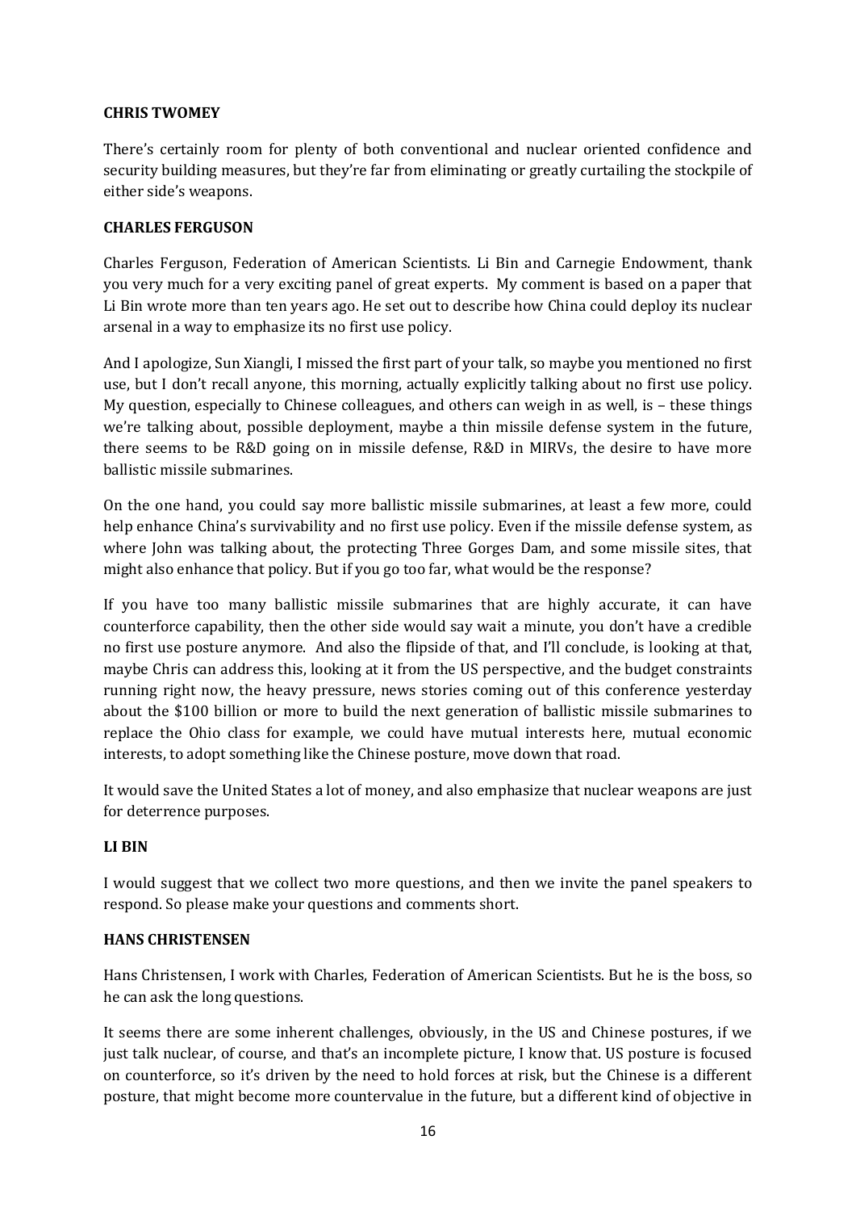**CHRIS TWOMEY**

There's certainly room for plenty of both conventional and nuclear oriented confidence and security building measures, but they're far from eliminating or greatly curtailing the stockpile of either side's weapons.

**CHARLES FERGUSON**

Charles Ferguson, Federation of American Scientists. Li Bin and Carnegie Endowment, thank you very much for a very exciting panel of great experts. My comment is based on a paper that Li Bin wrote more than ten years ago. He set out to describe how China could deploy its nuclear arsenal in a way to emphasize its no first use policy.

And I apologize, Sun Xiangli, I missed the first part of your talk, so maybe you mentioned no first use, but I don't recall anyone, this morning, actually explicitly talking about no first use policy. My question, especially to Chinese colleagues, and others can weigh in as well, is – these things we're talking about, possible deployment, maybe a thin missile defense system in the future, there seems to be R&D going on in missile defense, R&D in MIRVs, the desire to have more ballistic missile submarines.

On the one hand, you could say more ballistic missile submarines, at least a few more, could help enhance China's survivability and no first use policy. Even if the missile defense system, as where John was talking about, the protecting Three Gorges Dam, and some missile sites, that might also enhance that policy. But if you go too far, what would be the response?

If you have too many ballistic missile submarines that are highly accurate, it can have counterforce capability, then the other side would say wait a minute, you don't have a credible no first use posture anymore. And also the flipside of that, and I'll conclude, is looking at that, maybe Chris can address this, looking at it from the US perspective, and the budget constraints running right now, the heavy pressure, news stories coming out of this conference yesterday about the $100 billion or more to build the next generation of ballistic missile submarines to replace the Ohio class for example, we could have mutual interests here, mutual economic interests, to adopt something like the Chinese posture, move down that road.

It would save the United States a lot of money, and also emphasize that nuclear weapons are just for deterrence purposes.

**LI BIN**

I would suggest that we collect two more questions, and then we invite the panel speakers to respond. So please make your questions and comments short.

**HANS CHRISTENSEN**

Hans Christensen, I work with Charles, Federation of American Scientists. But he is the boss, so he can ask the long questions.

It seems there are some inherent challenges, obviously, in the US and Chinese postures, if we just talk nuclear, of course, and that's an incomplete picture, I know that. US posture is focused on counterforce, so it's driven by the need to hold forces at risk, but the Chinese is a different posture, that might become more countervalue in the future, but a different kind of objective in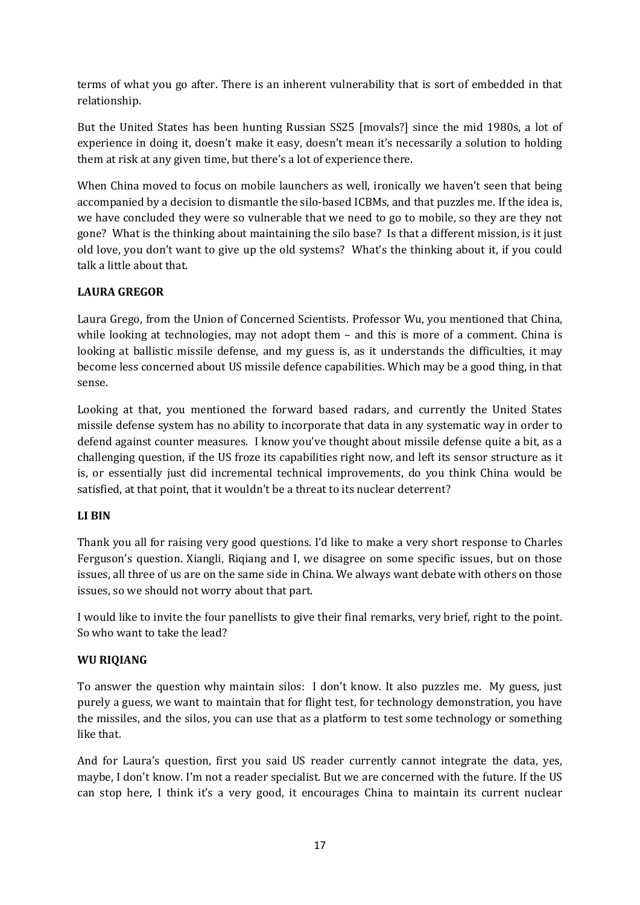terms of what you go after. There is an inherent vulnerability that is sort of embedded in that relationship.

But the United States has been hunting Russian SS25 [movals?] since the mid 1980s, a lot of experience in doing it, doesn't make it easy, doesn't mean it's necessarily a solution to holding them at risk at any given time, but there's a lot of experience there.

When China moved to focus on mobile launchers as well, ironically we haven't seen that being accompanied by a decision to dismantle the silo-based ICBMs, and that puzzles me. If the idea is, we have concluded they were so vulnerable that we need to go to mobile, so they are they not gone? What is the thinking about maintaining the silo base? Is that a different mission, is it just old love, you don't want to give up the old systems? What's the thinking about it, if you could talk a little about that.

**LAURA GREGOR**

Laura Grego, from the Union of Concerned Scientists. Professor Wu, you mentioned that China, while looking at technologies, may not adopt them – and this is more of a comment. China is looking at ballistic missile defense, and my guess is, as it understands the difficulties, it may become less concerned about US missile defence capabilities. Which may be a good thing, in that sense.

Looking at that, you mentioned the forward based radars, and currently the United States missile defense system has no ability to incorporate that data in any systematic way in order to defend against counter measures. I know you've thought about missile defense quite a bit, as a challenging question, if the US froze its capabilities right now, and left its sensor structure as it is, or essentially just did incremental technical improvements, do you think China would be satisfied, at that point, that it wouldn't be a threat to its nuclear deterrent?

**LI BIN**

Thank you all for raising very good questions. I'd like to make a very short response to Charles Ferguson's question. Xiangli, Riqiang and I, we disagree on some specific issues, but on those issues, all three of us are on the same side in China. We always want debate with others on those issues, so we should not worry about that part.

I would like to invite the four panellists to give their final remarks, very brief, right to the point. So who want to take the lead?

**WU RIQIANG**

To answer the question why maintain silos: I don't know. It also puzzles me. My guess, just purely a guess, we want to maintain that for flight test, for technology demonstration, you have the missiles, and the silos, you can use that as a platform to test some technology or something like that.

And for Laura's question, first you said US reader currently cannot integrate the data, yes, maybe, I don't know. I'm not a reader specialist. But we are concerned with the future. If the US can stop here, I think it's a very good, it encourages China to maintain its current nuclear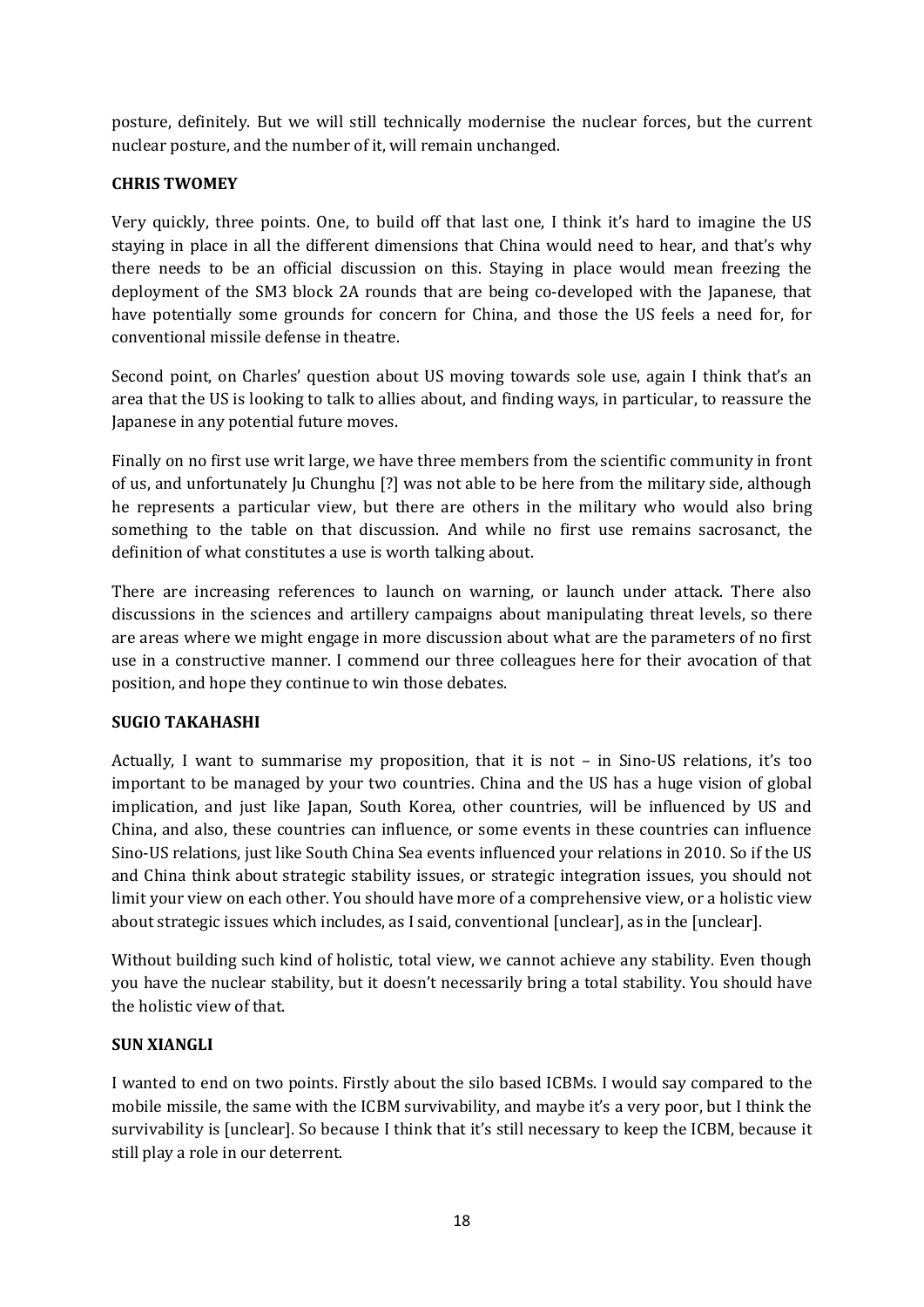posture, definitely. But we will still technically modernise the nuclear forces, but the current nuclear posture, and the number of it, will remain unchanged.

**CHRIS TWOMEY**

Very quickly, three points. One, to build off that last one, I think it's hard to imagine the US staying in place in all the different dimensions that China would need to hear, and that's why there needs to be an official discussion on this. Staying in place would mean freezing the deployment of the SM3 block 2A rounds that are being co-developed with the Japanese, that have potentially some grounds for concern for China, and those the US feels a need for, for conventional missile defense in theatre.

Second point, on Charles' question about US moving towards sole use, again I think that's an area that the US is looking to talk to allies about, and finding ways, in particular, to reassure the Japanese in any potential future moves.

Finally on no first use writ large, we have three members from the scientific community in front of us, and unfortunately Ju Chunghu [?] was not able to be here from the military side, although he represents a particular view, but there are others in the military who would also bring something to the table on that discussion. And while no first use remains sacrosanct, the definition of what constitutes a use is worth talking about.

There are increasing references to launch on warning, or launch under attack. There also discussions in the sciences and artillery campaigns about manipulating threat levels, so there are areas where we might engage in more discussion about what are the parameters of no first use in a constructive manner. I commend our three colleagues here for their avocation of that position, and hope they continue to win those debates.

**SUGIO TAKAHASHI**

Actually, I want to summarise my proposition, that it is not – in Sino-US relations, it's too important to be managed by your two countries. China and the US has a huge vision of global implication, and just like Japan, South Korea, other countries, will be influenced by US and China, and also, these countries can influence, or some events in these countries can influence Sino-US relations, just like South China Sea events influenced your relations in 2010. So if the US and China think about strategic stability issues, or strategic integration issues, you should not limit your view on each other. You should have more of a comprehensive view, or a holistic view about strategic issues which includes, as I said, conventional [unclear], as in the [unclear].

Without building such kind of holistic, total view, we cannot achieve any stability. Even though you have the nuclear stability, but it doesn't necessarily bring a total stability. You should have the holistic view of that.

**SUN XIANGLI**

I wanted to end on two points. Firstly about the silo based ICBMs. I would say compared to the mobile missile, the same with the ICBM survivability, and maybe it's a very poor, but I think the survivability is [unclear]. So because I think that it's still necessary to keep the ICBM, because it still play a role in our deterrent.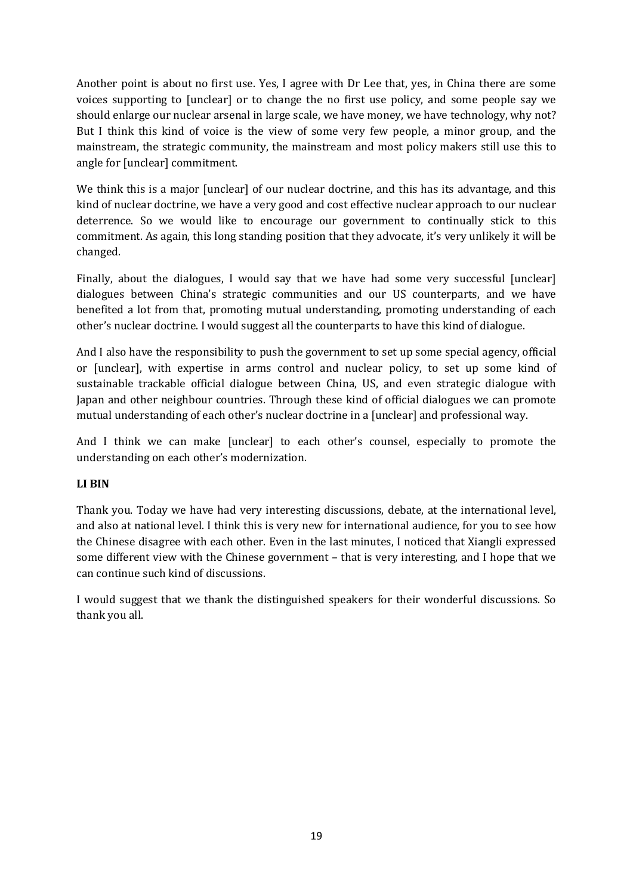Another point is about no first use. Yes, I agree with Dr Lee that, yes, in China there are some voices supporting to [unclear] or to change the no first use policy, and some people say we should enlarge our nuclear arsenal in large scale, we have money, we have technology, why not? But I think this kind of voice is the view of some very few people, a minor group, and the mainstream, the strategic community, the mainstream and most policy makers still use this to angle for [unclear] commitment.

We think this is a major [unclear] of our nuclear doctrine, and this has its advantage, and this kind of nuclear doctrine, we have a very good and cost effective nuclear approach to our nuclear deterrence. So we would like to encourage our government to continually stick to this commitment. As again, this long standing position that they advocate, it's very unlikely it will be changed.

Finally, about the dialogues, I would say that we have had some very successful [unclear] dialogues between China's strategic communities and our US counterparts, and we have benefited a lot from that, promoting mutual understanding, promoting understanding of each other's nuclear doctrine. I would suggest all the counterparts to have this kind of dialogue.

And I also have the responsibility to push the government to set up some special agency, official or [unclear], with expertise in arms control and nuclear policy, to set up some kind of sustainable trackable official dialogue between China, US, and even strategic dialogue with Japan and other neighbour countries. Through these kind of official dialogues we can promote mutual understanding of each other's nuclear doctrine in a [unclear] and professional way.

And I think we can make [unclear] to each other's counsel, especially to promote the understanding on each other's modernization.

**LI BIN**

Thank you. Today we have had very interesting discussions, debate, at the international level, and also at national level. I think this is very new for international audience, for you to see how the Chinese disagree with each other. Even in the last minutes, I noticed that Xiangli expressed some different view with the Chinese government – that is very interesting, and I hope that we can continue such kind of discussions.

I would suggest that we thank the distinguished speakers for their wonderful discussions. So thank you all.